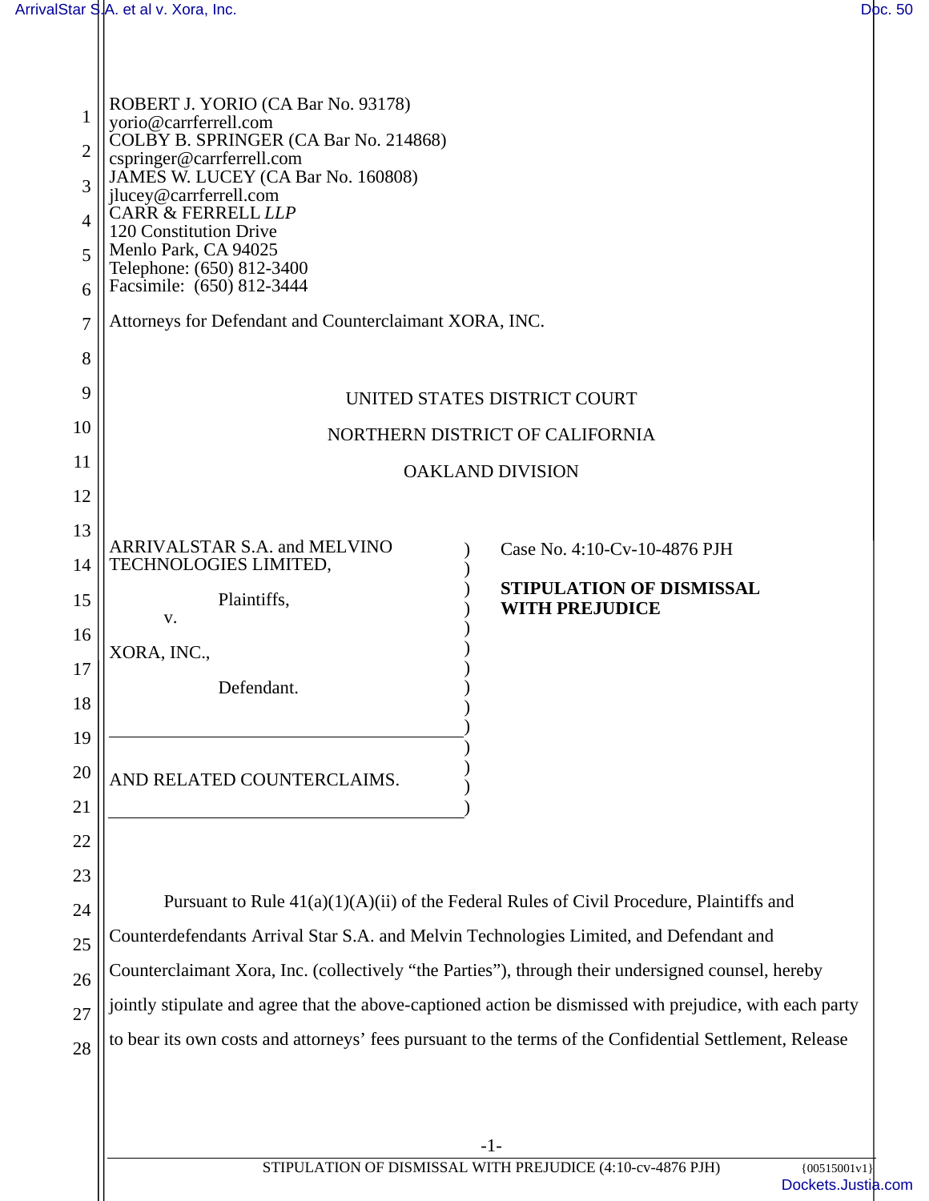ROBERT J. YORIO (CA Bar No. 93178)
yorio@carrferrell.com
COLBY B. SPRINGER (CA Bar No. 214868)
cspringer@carrferrell.com
JAMES W. LUCEY (CA Bar No. 160808)
jlucey@carrferrell.com
CARR & FERRELL *LLP*
120 Constitution Drive
Menlo Park, CA 94025
Telephone: (650) 812-3400
Facsimile: (650) 812-3444

Attorneys for Defendant and Counterclaimant XORA, INC.

UNITED STATES DISTRICT COURT

NORTHERN DISTRICT OF CALIFORNIA

OAKLAND DIVISION

| | |
|---|---|
| ARRIVALSTAR S.A. and MELVINO TECHNOLOGIES LIMITED,<br><br>Plaintiffs,<br><br>v.<br><br>XORA, INC.,<br><br>Defendant.<br><br>AND RELATED COUNTERCLAIMS. | Case No. 4:10-Cv-10-4876 PJH<br><br>**STIPULATION OF DISMISSAL WITH PREJUDICE** |

Pursuant to Rule 41(a)(1)(A)(ii) of the Federal Rules of Civil Procedure, Plaintiffs and Counterdefendants Arrival Star S.A. and Melvin Technologies Limited, and Defendant and Counterclaimant Xora, Inc. (collectively "the Parties"), through their undersigned counsel, hereby jointly stipulate and agree that the above-captioned action be dismissed with prejudice, with each party to bear its own costs and attorneys' fees pursuant to the terms of the Confidential Settlement, Release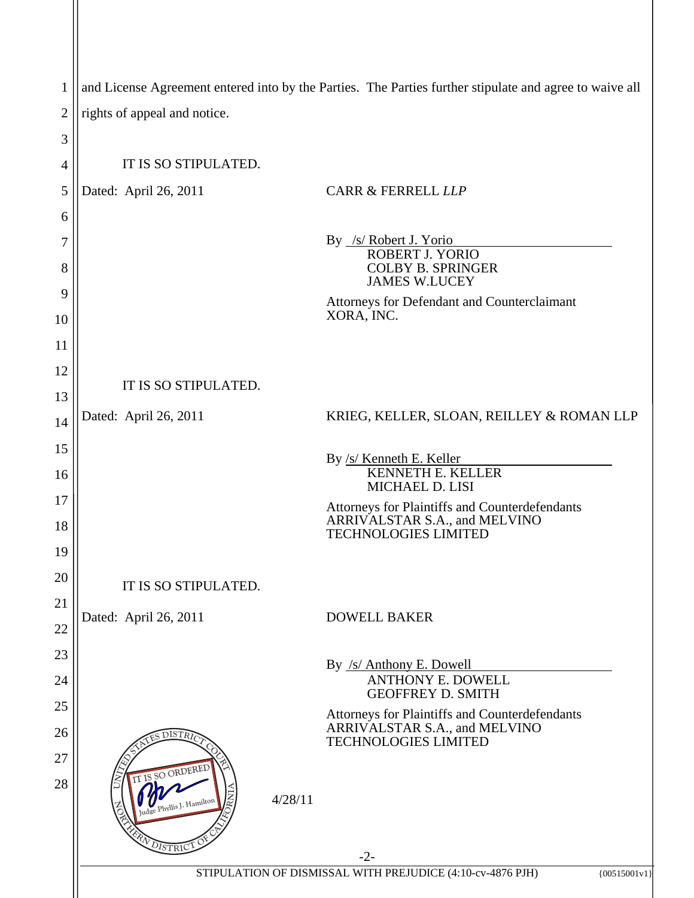and License Agreement entered into by the Parties. The Parties further stipulate and agree to waive all rights of appeal and notice.

IT IS SO STIPULATED.

Dated: April 26, 2011

CARR & FERRELL *LLP*

By /s/ Robert J. Yorio
ROBERT J. YORIO
COLBY B. SPRINGER
JAMES W.LUCEY

Attorneys for Defendant and Counterclaimant
XORA, INC.

IT IS SO STIPULATED.

Dated: April 26, 2011

KRIEG, KELLER, SLOAN, REILLEY & ROMAN LLP

By /s/ Kenneth E. Keller
KENNETH E. KELLER
MICHAEL D. LISI

Attorneys for Plaintiffs and Counterdefendants
ARRIVALSTAR S.A., and MELVINO TECHNOLOGIES LIMITED

IT IS SO STIPULATED.

Dated: April 26, 2011

DOWELL BAKER

By /s/ Anthony E. Dowell
ANTHONY E. DOWELL
GEOFFREY D. SMITH

Attorneys for Plaintiffs and Counterdefendants
ARRIVALSTAR S.A., and MELVINO TECHNOLOGIES LIMITED

UNITED STATES DISTRICT COURT
IT IS SO ORDERED
Judge Phyllis J. Hamilton
NORTHERN DISTRICT OF CALIFORNIA

4/28/11

STIPULATION OF DISMISSAL WITH PREJUDICE (4:10-cv-4876 PJH)